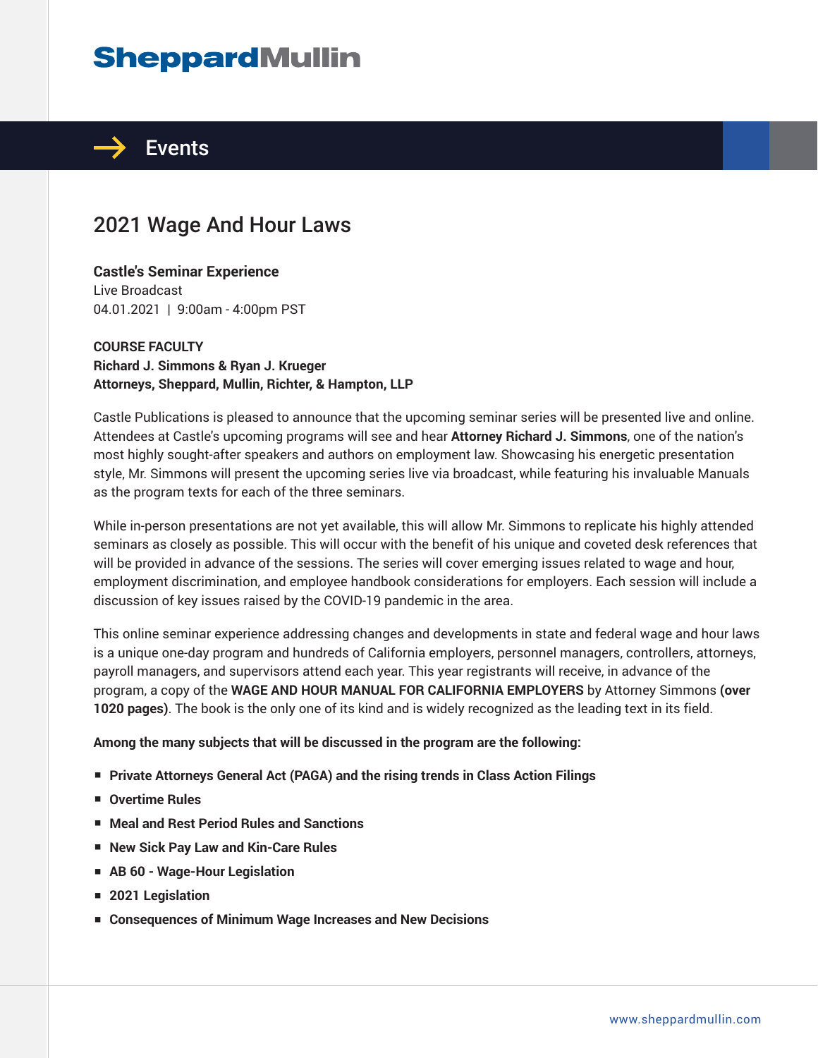# SheppardMullin

## Events

# 2021 Wage And Hour Laws

**Castle's Seminar Experience**
Live Broadcast
04.01.2021 | 9:00am - 4:00pm PST

**COURSE FACULTY**
**Richard J. Simmons & Ryan J. Krueger**
**Attorneys, Sheppard, Mullin, Richter, & Hampton, LLP**

Castle Publications is pleased to announce that the upcoming seminar series will be presented live and online. Attendees at Castle's upcoming programs will see and hear **Attorney Richard J. Simmons**, one of the nation's most highly sought-after speakers and authors on employment law. Showcasing his energetic presentation style, Mr. Simmons will present the upcoming series live via broadcast, while featuring his invaluable Manuals as the program texts for each of the three seminars.

While in-person presentations are not yet available, this will allow Mr. Simmons to replicate his highly attended seminars as closely as possible. This will occur with the benefit of his unique and coveted desk references that will be provided in advance of the sessions. The series will cover emerging issues related to wage and hour, employment discrimination, and employee handbook considerations for employers. Each session will include a discussion of key issues raised by the COVID-19 pandemic in the area.

This online seminar experience addressing changes and developments in state and federal wage and hour laws is a unique one-day program and hundreds of California employers, personnel managers, controllers, attorneys, payroll managers, and supervisors attend each year. This year registrants will receive, in advance of the program, a copy of the **WAGE AND HOUR MANUAL FOR CALIFORNIA EMPLOYERS** by Attorney Simmons **(over 1020 pages)**. The book is the only one of its kind and is widely recognized as the leading text in its field.

**Among the many subjects that will be discussed in the program are the following:**

- **Private Attorneys General Act (PAGA) and the rising trends in Class Action Filings**
- **Overtime Rules**
- **Meal and Rest Period Rules and Sanctions**
- **New Sick Pay Law and Kin-Care Rules**
- **AB 60 - Wage-Hour Legislation**
- **2021 Legislation**
- **Consequences of Minimum Wage Increases and New Decisions**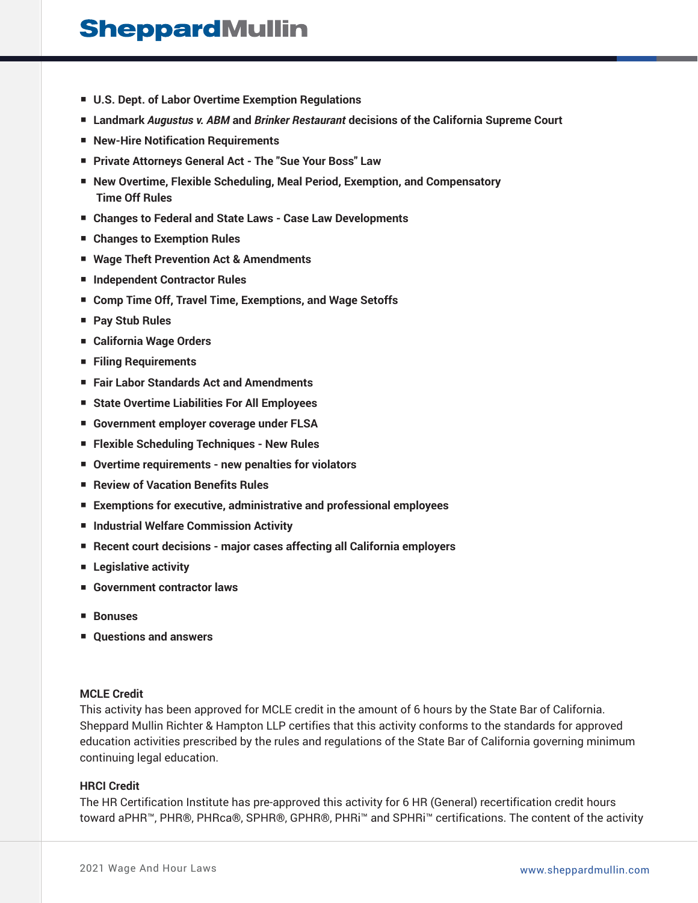- **U.S. Dept. of Labor Overtime Exemption Regulations**
- **Landmark *Augustus v. ABM* and *Brinker Restaurant* decisions of the California Supreme Court**
- **New-Hire Notification Requirements**
- **Private Attorneys General Act - The "Sue Your Boss" Law**
- **New Overtime, Flexible Scheduling, Meal Period, Exemption, and Compensatory Time Off Rules**
- **Changes to Federal and State Laws - Case Law Developments**
- **Changes to Exemption Rules**
- **Wage Theft Prevention Act & Amendments**
- **Independent Contractor Rules**
- **Comp Time Off, Travel Time, Exemptions, and Wage Setoffs**
- **Pay Stub Rules**
- **California Wage Orders**
- **Filing Requirements**
- **Fair Labor Standards Act and Amendments**
- **State Overtime Liabilities For All Employees**
- **Government employer coverage under FLSA**
- **Flexible Scheduling Techniques - New Rules**
- **Overtime requirements - new penalties for violators**
- **Review of Vacation Benefits Rules**
- **Exemptions for executive, administrative and professional employees**
- **Industrial Welfare Commission Activity**
- **Recent court decisions - major cases affecting all California employers**
- **Legislative activity**
- **Government contractor laws**
- **Bonuses**
- **Questions and answers**

**MCLE Credit**

This activity has been approved for MCLE credit in the amount of 6 hours by the State Bar of California. Sheppard Mullin Richter & Hampton LLP certifies that this activity conforms to the standards for approved education activities prescribed by the rules and regulations of the State Bar of California governing minimum continuing legal education.

**HRCI Credit**

The HR Certification Institute has pre-approved this activity for 6 HR (General) recertification credit hours toward aPHR™, PHR®, PHRca®, SPHR®, GPHR®, PHRi™ and SPHRi™ certifications. The content of the activity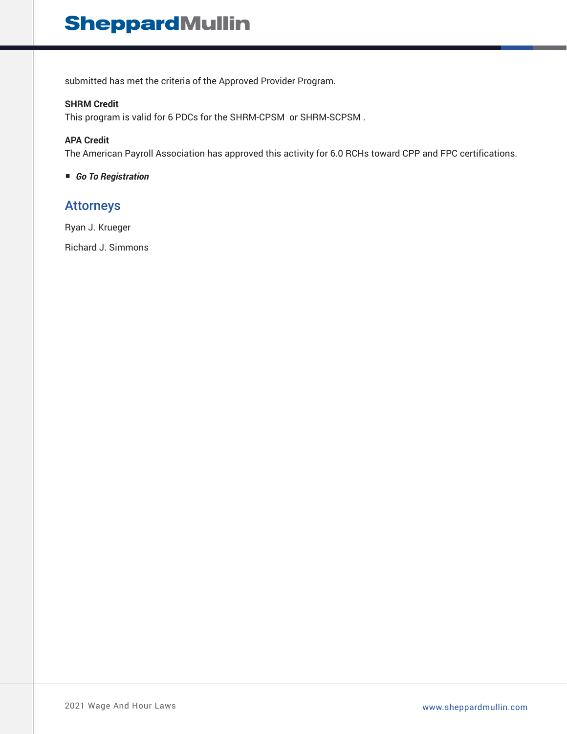submitted has met the criteria of the Approved Provider Program.

**SHRM Credit**
This program is valid for 6 PDCs for the SHRM-CPSM or SHRM-SCPSM .

**APA Credit**
The American Payroll Association has approved this activity for 6.0 RCHs toward CPP and FPC certifications.

- ***Go To Registration***

## Attorneys

Ryan J. Krueger

Richard J. Simmons